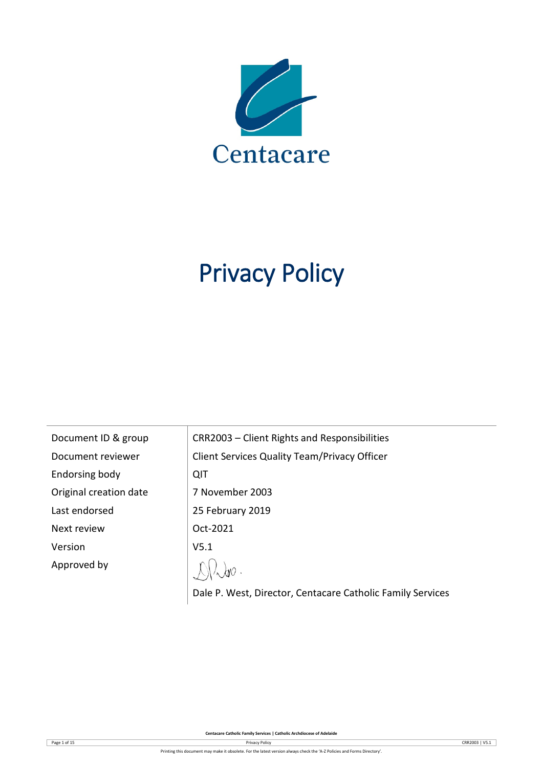Centacare

# Privacy Policy

| | |
|---|---|
| Document ID & group | CRR2003 – Client Rights and Responsibilities |
| Document reviewer | Client Services Quality Team/Privacy Officer |
| Endorsing body | QIT |
| Original creation date | 7 November 2003 |
| Last endorsed | 25 February 2019 |
| Next review | Oct-2021 |
| Version | V5.1 |
| Approved by | Dale P. West, Director, Centacare Catholic Family Services |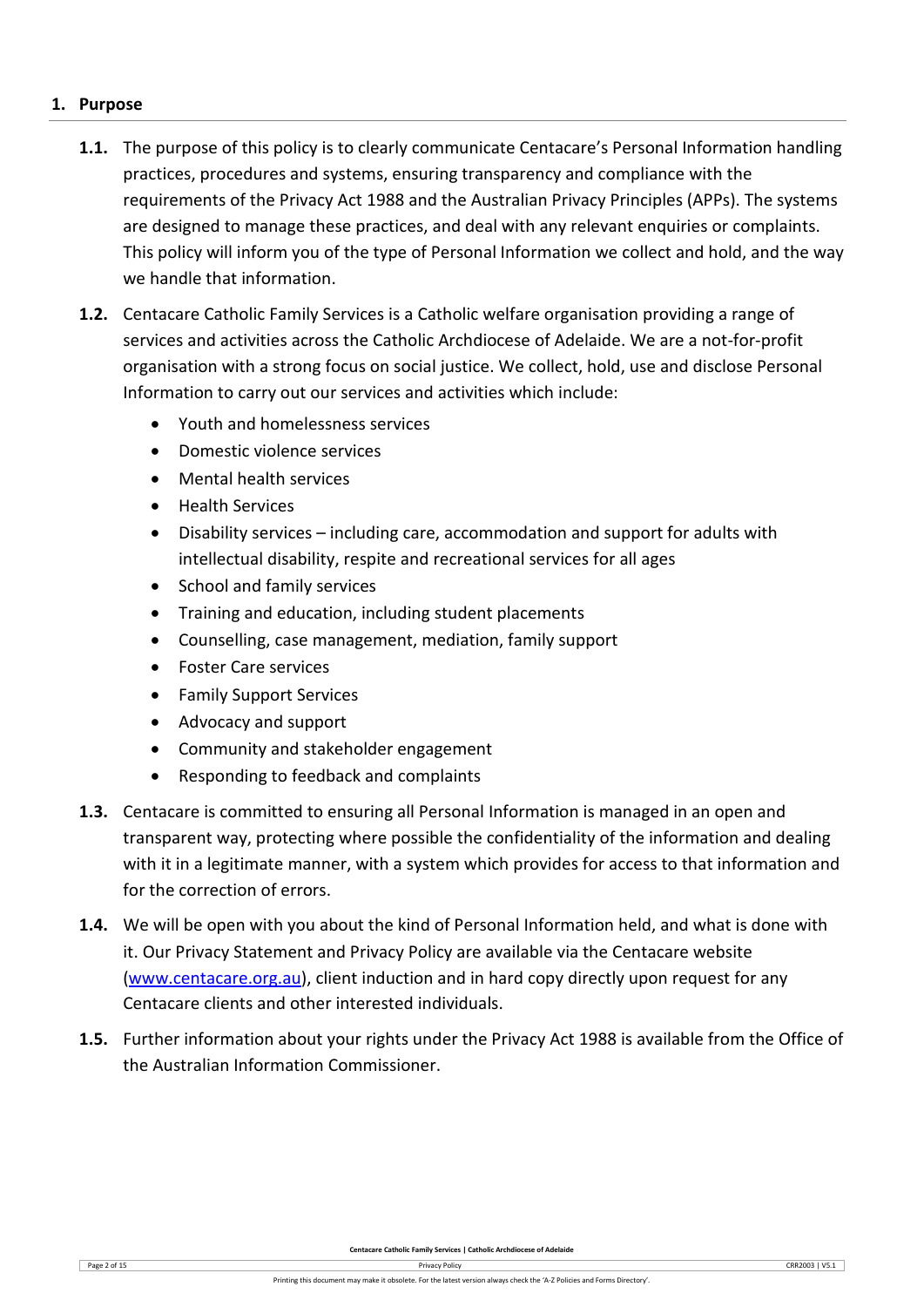## 1. Purpose

**1.1.** The purpose of this policy is to clearly communicate Centacare's Personal Information handling practices, procedures and systems, ensuring transparency and compliance with the requirements of the Privacy Act 1988 and the Australian Privacy Principles (APPs). The systems are designed to manage these practices, and deal with any relevant enquiries or complaints. This policy will inform you of the type of Personal Information we collect and hold, and the way we handle that information.

**1.2.** Centacare Catholic Family Services is a Catholic welfare organisation providing a range of services and activities across the Catholic Archdiocese of Adelaide. We are a not-for-profit organisation with a strong focus on social justice. We collect, hold, use and disclose Personal Information to carry out our services and activities which include:

- Youth and homelessness services
- Domestic violence services
- Mental health services
- Health Services
- Disability services – including care, accommodation and support for adults with intellectual disability, respite and recreational services for all ages
- School and family services
- Training and education, including student placements
- Counselling, case management, mediation, family support
- Foster Care services
- Family Support Services
- Advocacy and support
- Community and stakeholder engagement
- Responding to feedback and complaints

**1.3.** Centacare is committed to ensuring all Personal Information is managed in an open and transparent way, protecting where possible the confidentiality of the information and dealing with it in a legitimate manner, with a system which provides for access to that information and for the correction of errors.

**1.4.** We will be open with you about the kind of Personal Information held, and what is done with it. Our Privacy Statement and Privacy Policy are available via the Centacare website (www.centacare.org.au), client induction and in hard copy directly upon request for any Centacare clients and other interested individuals.

**1.5.** Further information about your rights under the Privacy Act 1988 is available from the Office of the Australian Information Commissioner.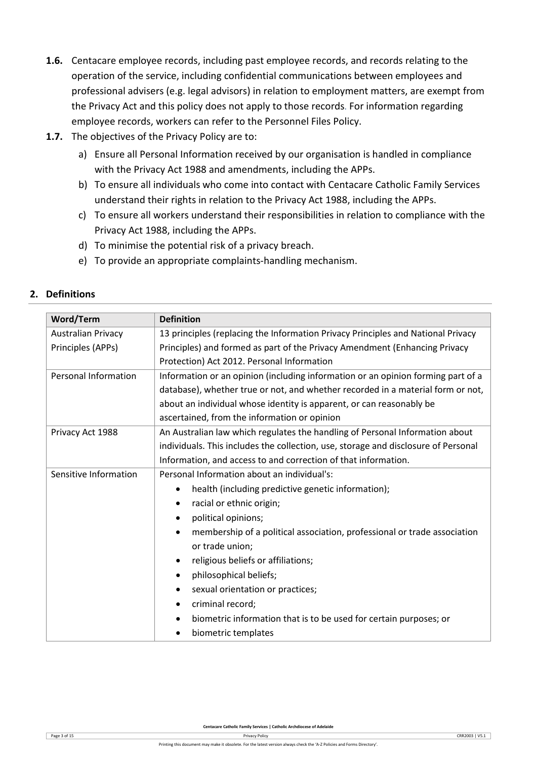**1.6.** Centacare employee records, including past employee records, and records relating to the operation of the service, including confidential communications between employees and professional advisers (e.g. legal advisors) in relation to employment matters, are exempt from the Privacy Act and this policy does not apply to those records. For information regarding employee records, workers can refer to the Personnel Files Policy.

**1.7.** The objectives of the Privacy Policy are to:

a) Ensure all Personal Information received by our organisation is handled in compliance with the Privacy Act 1988 and amendments, including the APPs.

b) To ensure all individuals who come into contact with Centacare Catholic Family Services understand their rights in relation to the Privacy Act 1988, including the APPs.

c) To ensure all workers understand their responsibilities in relation to compliance with the Privacy Act 1988, including the APPs.

d) To minimise the potential risk of a privacy breach.

e) To provide an appropriate complaints-handling mechanism.

## 2. Definitions

| Word/Term | Definition |
|---|---|
| Australian Privacy Principles (APPs) | 13 principles (replacing the Information Privacy Principles and National Privacy Principles) and formed as part of the Privacy Amendment (Enhancing Privacy Protection) Act 2012. Personal Information |
| Personal Information | Information or an opinion (including information or an opinion forming part of a database), whether true or not, and whether recorded in a material form or not, about an individual whose identity is apparent, or can reasonably be ascertained, from the information or opinion |
| Privacy Act 1988 | An Australian law which regulates the handling of Personal Information about individuals. This includes the collection, use, storage and disclosure of Personal Information, and access to and correction of that information. |
| Sensitive Information | Personal Information about an individual's:<br>• health (including predictive genetic information);<br>• racial or ethnic origin;<br>• political opinions;<br>• membership of a political association, professional or trade association or trade union;<br>• religious beliefs or affiliations;<br>• philosophical beliefs;<br>• sexual orientation or practices;<br>• criminal record;<br>• biometric information that is to be used for certain purposes; or<br>• biometric templates |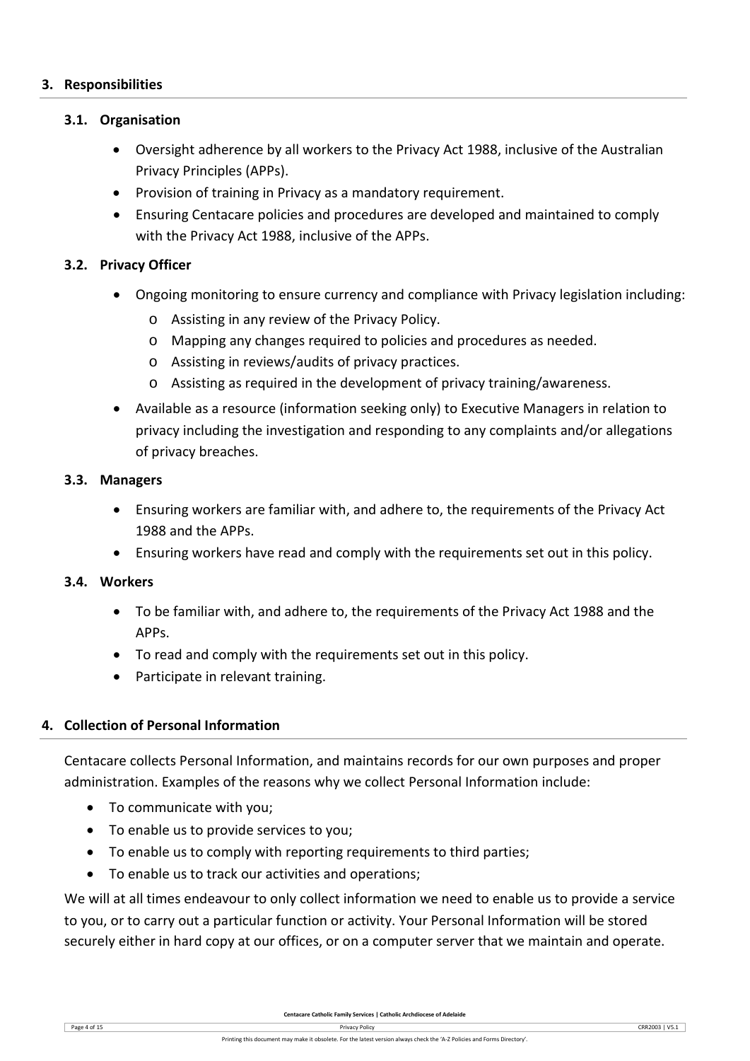## 3. Responsibilities

### 3.1. Organisation

- Oversight adherence by all workers to the Privacy Act 1988, inclusive of the Australian Privacy Principles (APPs).
- Provision of training in Privacy as a mandatory requirement.
- Ensuring Centacare policies and procedures are developed and maintained to comply with the Privacy Act 1988, inclusive of the APPs.

### 3.2. Privacy Officer

- Ongoing monitoring to ensure currency and compliance with Privacy legislation including:
  - Assisting in any review of the Privacy Policy.
  - Mapping any changes required to policies and procedures as needed.
  - Assisting in reviews/audits of privacy practices.
  - Assisting as required in the development of privacy training/awareness.
- Available as a resource (information seeking only) to Executive Managers in relation to privacy including the investigation and responding to any complaints and/or allegations of privacy breaches.

### 3.3. Managers

- Ensuring workers are familiar with, and adhere to, the requirements of the Privacy Act 1988 and the APPs.
- Ensuring workers have read and comply with the requirements set out in this policy.

### 3.4. Workers

- To be familiar with, and adhere to, the requirements of the Privacy Act 1988 and the APPs.
- To read and comply with the requirements set out in this policy.
- Participate in relevant training.

## 4. Collection of Personal Information

Centacare collects Personal Information, and maintains records for our own purposes and proper administration. Examples of the reasons why we collect Personal Information include:

- To communicate with you;
- To enable us to provide services to you;
- To enable us to comply with reporting requirements to third parties;
- To enable us to track our activities and operations;

We will at all times endeavour to only collect information we need to enable us to provide a service to you, or to carry out a particular function or activity. Your Personal Information will be stored securely either in hard copy at our offices, or on a computer server that we maintain and operate.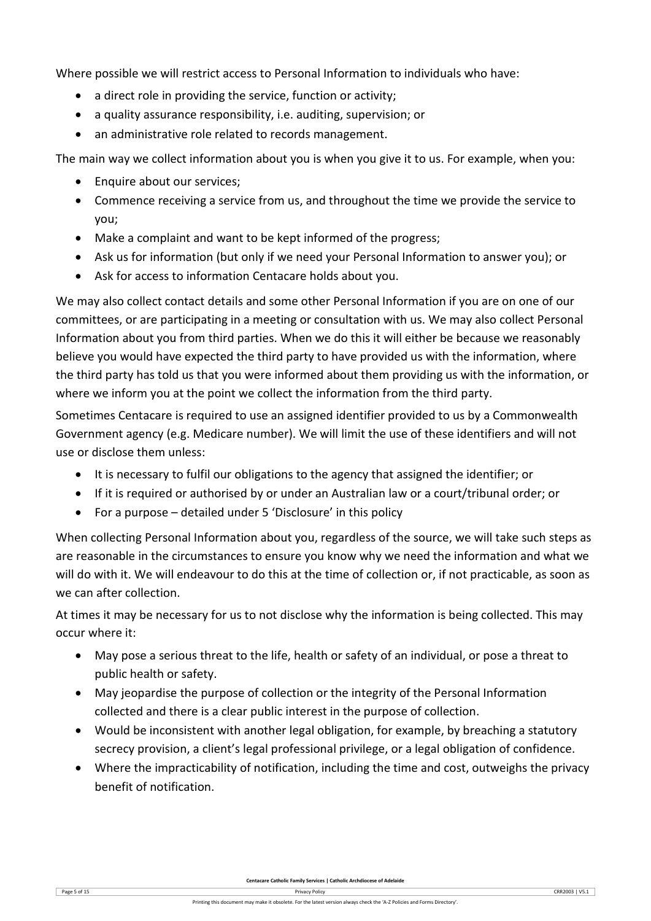Where possible we will restrict access to Personal Information to individuals who have:

- a direct role in providing the service, function or activity;
- a quality assurance responsibility, i.e. auditing, supervision; or
- an administrative role related to records management.

The main way we collect information about you is when you give it to us. For example, when you:

- Enquire about our services;
- Commence receiving a service from us, and throughout the time we provide the service to you;
- Make a complaint and want to be kept informed of the progress;
- Ask us for information (but only if we need your Personal Information to answer you); or
- Ask for access to information Centacare holds about you.

We may also collect contact details and some other Personal Information if you are on one of our committees, or are participating in a meeting or consultation with us. We may also collect Personal Information about you from third parties. When we do this it will either be because we reasonably believe you would have expected the third party to have provided us with the information, where the third party has told us that you were informed about them providing us with the information, or where we inform you at the point we collect the information from the third party.

Sometimes Centacare is required to use an assigned identifier provided to us by a Commonwealth Government agency (e.g. Medicare number). We will limit the use of these identifiers and will not use or disclose them unless:

- It is necessary to fulfil our obligations to the agency that assigned the identifier; or
- If it is required or authorised by or under an Australian law or a court/tribunal order; or
- For a purpose – detailed under 5 'Disclosure' in this policy

When collecting Personal Information about you, regardless of the source, we will take such steps as are reasonable in the circumstances to ensure you know why we need the information and what we will do with it. We will endeavour to do this at the time of collection or, if not practicable, as soon as we can after collection.

At times it may be necessary for us to not disclose why the information is being collected. This may occur where it:

- May pose a serious threat to the life, health or safety of an individual, or pose a threat to public health or safety.
- May jeopardise the purpose of collection or the integrity of the Personal Information collected and there is a clear public interest in the purpose of collection.
- Would be inconsistent with another legal obligation, for example, by breaching a statutory secrecy provision, a client's legal professional privilege, or a legal obligation of confidence.
- Where the impracticability of notification, including the time and cost, outweighs the privacy benefit of notification.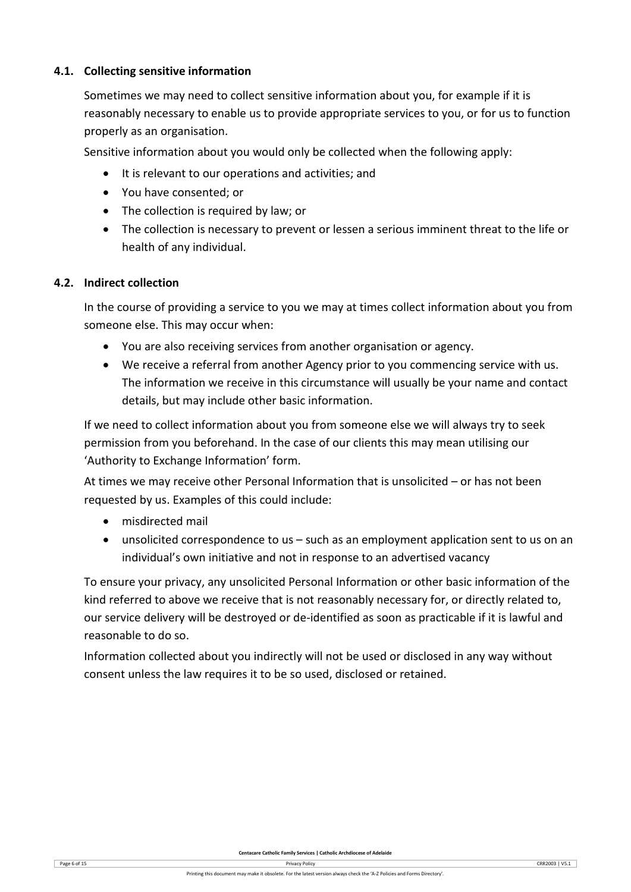### 4.1. Collecting sensitive information

Sometimes we may need to collect sensitive information about you, for example if it is reasonably necessary to enable us to provide appropriate services to you, or for us to function properly as an organisation.

Sensitive information about you would only be collected when the following apply:

- It is relevant to our operations and activities; and
- You have consented; or
- The collection is required by law; or
- The collection is necessary to prevent or lessen a serious imminent threat to the life or health of any individual.

### 4.2. Indirect collection

In the course of providing a service to you we may at times collect information about you from someone else. This may occur when:

- You are also receiving services from another organisation or agency.
- We receive a referral from another Agency prior to you commencing service with us. The information we receive in this circumstance will usually be your name and contact details, but may include other basic information.

If we need to collect information about you from someone else we will always try to seek permission from you beforehand. In the case of our clients this may mean utilising our 'Authority to Exchange Information' form.

At times we may receive other Personal Information that is unsolicited – or has not been requested by us. Examples of this could include:

- misdirected mail
- unsolicited correspondence to us – such as an employment application sent to us on an individual's own initiative and not in response to an advertised vacancy

To ensure your privacy, any unsolicited Personal Information or other basic information of the kind referred to above we receive that is not reasonably necessary for, or directly related to, our service delivery will be destroyed or de-identified as soon as practicable if it is lawful and reasonable to do so.

Information collected about you indirectly will not be used or disclosed in any way without consent unless the law requires it to be so used, disclosed or retained.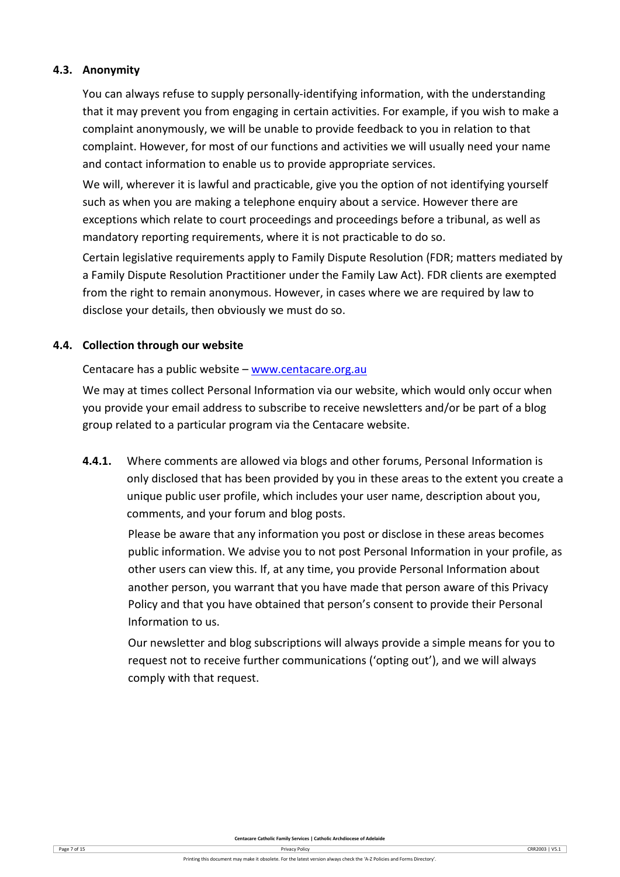### 4.3. Anonymity

You can always refuse to supply personally-identifying information, with the understanding that it may prevent you from engaging in certain activities. For example, if you wish to make a complaint anonymously, we will be unable to provide feedback to you in relation to that complaint. However, for most of our functions and activities we will usually need your name and contact information to enable us to provide appropriate services.

We will, wherever it is lawful and practicable, give you the option of not identifying yourself such as when you are making a telephone enquiry about a service. However there are exceptions which relate to court proceedings and proceedings before a tribunal, as well as mandatory reporting requirements, where it is not practicable to do so.

Certain legislative requirements apply to Family Dispute Resolution (FDR; matters mediated by a Family Dispute Resolution Practitioner under the Family Law Act). FDR clients are exempted from the right to remain anonymous. However, in cases where we are required by law to disclose your details, then obviously we must do so.

### 4.4. Collection through our website

Centacare has a public website – [www.centacare.org.au](www.centacare.org.au)

We may at times collect Personal Information via our website, which would only occur when you provide your email address to subscribe to receive newsletters and/or be part of a blog group related to a particular program via the Centacare website.

**4.4.1.** Where comments are allowed via blogs and other forums, Personal Information is only disclosed that has been provided by you in these areas to the extent you create a unique public user profile, which includes your user name, description about you, comments, and your forum and blog posts.

Please be aware that any information you post or disclose in these areas becomes public information. We advise you to not post Personal Information in your profile, as other users can view this. If, at any time, you provide Personal Information about another person, you warrant that you have made that person aware of this Privacy Policy and that you have obtained that person's consent to provide their Personal Information to us.

Our newsletter and blog subscriptions will always provide a simple means for you to request not to receive further communications ('opting out'), and we will always comply with that request.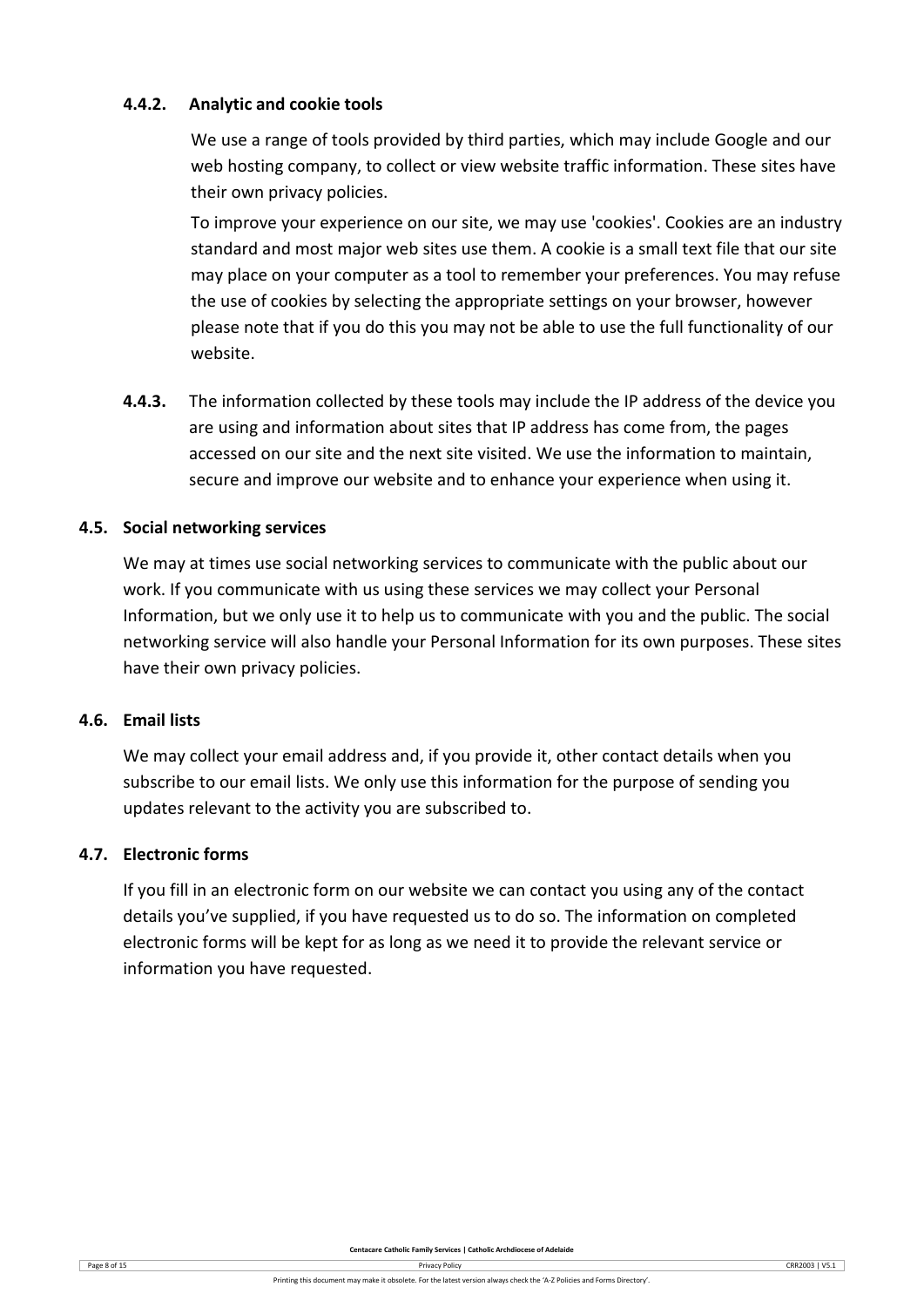#### 4.4.2. Analytic and cookie tools

We use a range of tools provided by third parties, which may include Google and our web hosting company, to collect or view website traffic information. These sites have their own privacy policies.

To improve your experience on our site, we may use 'cookies'. Cookies are an industry standard and most major web sites use them. A cookie is a small text file that our site may place on your computer as a tool to remember your preferences. You may refuse the use of cookies by selecting the appropriate settings on your browser, however please note that if you do this you may not be able to use the full functionality of our website.

**4.4.3.** The information collected by these tools may include the IP address of the device you are using and information about sites that IP address has come from, the pages accessed on our site and the next site visited. We use the information to maintain, secure and improve our website and to enhance your experience when using it.

### 4.5. Social networking services

We may at times use social networking services to communicate with the public about our work. If you communicate with us using these services we may collect your Personal Information, but we only use it to help us to communicate with you and the public. The social networking service will also handle your Personal Information for its own purposes. These sites have their own privacy policies.

### 4.6. Email lists

We may collect your email address and, if you provide it, other contact details when you subscribe to our email lists. We only use this information for the purpose of sending you updates relevant to the activity you are subscribed to.

### 4.7. Electronic forms

If you fill in an electronic form on our website we can contact you using any of the contact details you've supplied, if you have requested us to do so. The information on completed electronic forms will be kept for as long as we need it to provide the relevant service or information you have requested.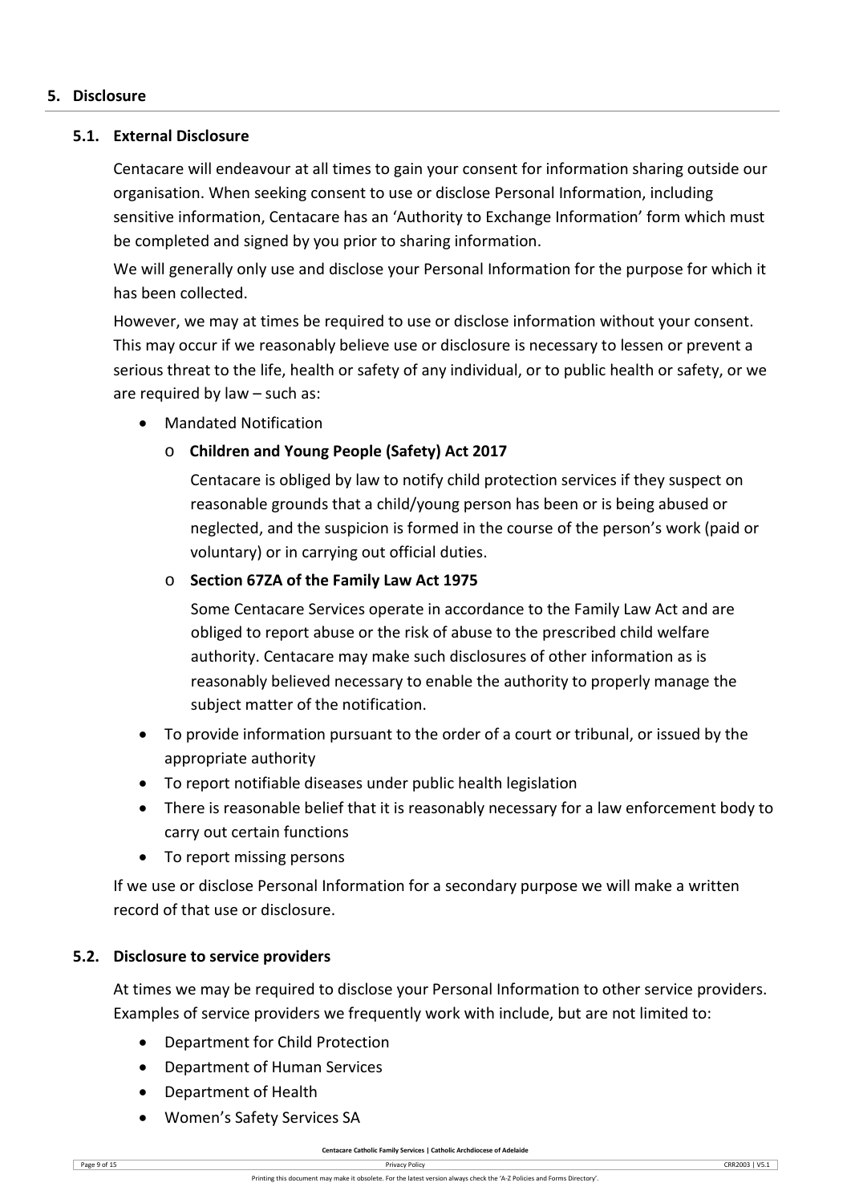## 5. Disclosure

### 5.1. External Disclosure

Centacare will endeavour at all times to gain your consent for information sharing outside our organisation. When seeking consent to use or disclose Personal Information, including sensitive information, Centacare has an 'Authority to Exchange Information' form which must be completed and signed by you prior to sharing information.

We will generally only use and disclose your Personal Information for the purpose for which it has been collected.

However, we may at times be required to use or disclose information without your consent. This may occur if we reasonably believe use or disclosure is necessary to lessen or prevent a serious threat to the life, health or safety of any individual, or to public health or safety, or we are required by law – such as:

- Mandated Notification
  - **Children and Young People (Safety) Act 2017**

    Centacare is obliged by law to notify child protection services if they suspect on reasonable grounds that a child/young person has been or is being abused or neglected, and the suspicion is formed in the course of the person's work (paid or voluntary) or in carrying out official duties.
  - **Section 67ZA of the Family Law Act 1975**

    Some Centacare Services operate in accordance to the Family Law Act and are obliged to report abuse or the risk of abuse to the prescribed child welfare authority. Centacare may make such disclosures of other information as is reasonably believed necessary to enable the authority to properly manage the subject matter of the notification.
- To provide information pursuant to the order of a court or tribunal, or issued by the appropriate authority
- To report notifiable diseases under public health legislation
- There is reasonable belief that it is reasonably necessary for a law enforcement body to carry out certain functions
- To report missing persons

If we use or disclose Personal Information for a secondary purpose we will make a written record of that use or disclosure.

### 5.2. Disclosure to service providers

At times we may be required to disclose your Personal Information to other service providers. Examples of service providers we frequently work with include, but are not limited to:

- Department for Child Protection
- Department of Human Services
- Department of Health
- Women's Safety Services SA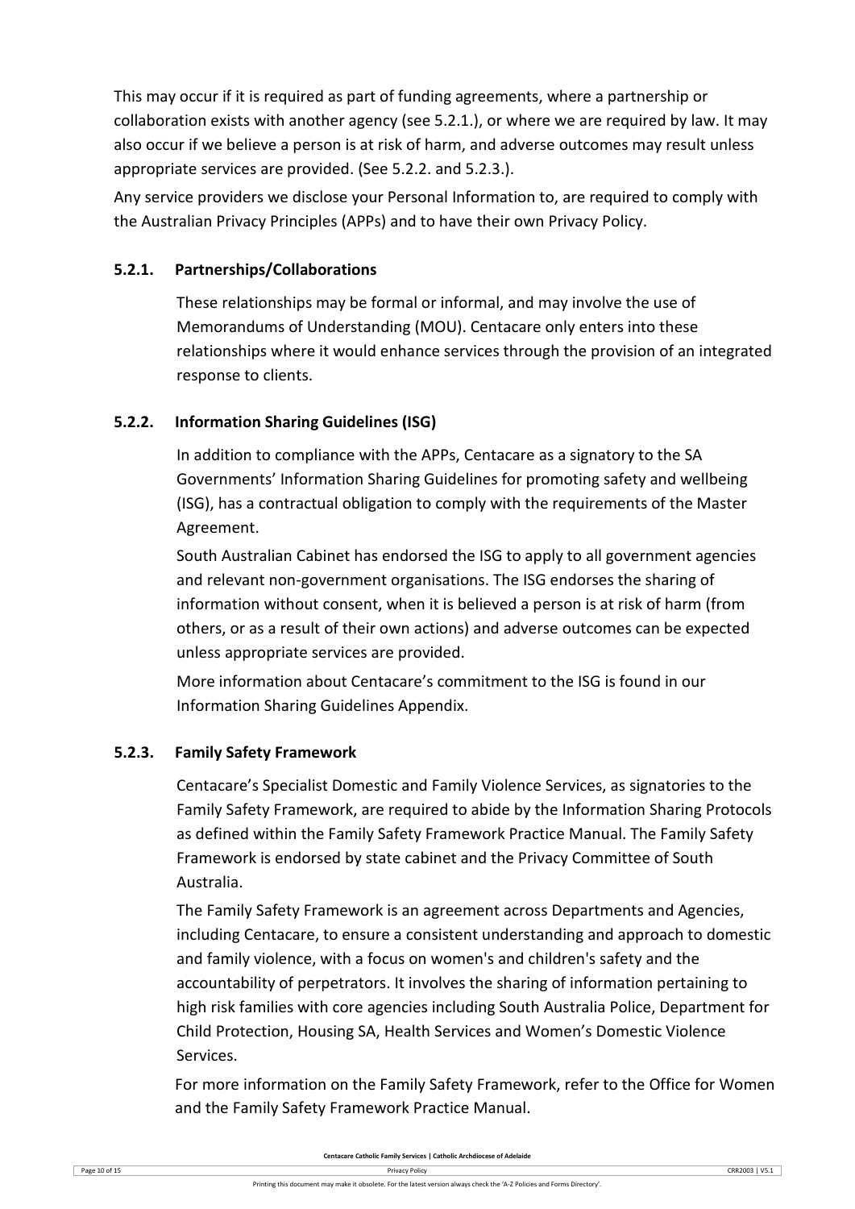This may occur if it is required as part of funding agreements, where a partnership or collaboration exists with another agency (see 5.2.1.), or where we are required by law. It may also occur if we believe a person is at risk of harm, and adverse outcomes may result unless appropriate services are provided. (See 5.2.2. and 5.2.3.).

Any service providers we disclose your Personal Information to, are required to comply with the Australian Privacy Principles (APPs) and to have their own Privacy Policy.

### 5.2.1. Partnerships/Collaborations

These relationships may be formal or informal, and may involve the use of Memorandums of Understanding (MOU). Centacare only enters into these relationships where it would enhance services through the provision of an integrated response to clients.

### 5.2.2. Information Sharing Guidelines (ISG)

In addition to compliance with the APPs, Centacare as a signatory to the SA Governments' Information Sharing Guidelines for promoting safety and wellbeing (ISG), has a contractual obligation to comply with the requirements of the Master Agreement.

South Australian Cabinet has endorsed the ISG to apply to all government agencies and relevant non-government organisations. The ISG endorses the sharing of information without consent, when it is believed a person is at risk of harm (from others, or as a result of their own actions) and adverse outcomes can be expected unless appropriate services are provided.

More information about Centacare's commitment to the ISG is found in our Information Sharing Guidelines Appendix.

### 5.2.3. Family Safety Framework

Centacare's Specialist Domestic and Family Violence Services, as signatories to the Family Safety Framework, are required to abide by the Information Sharing Protocols as defined within the Family Safety Framework Practice Manual. The Family Safety Framework is endorsed by state cabinet and the Privacy Committee of South Australia.

The Family Safety Framework is an agreement across Departments and Agencies, including Centacare, to ensure a consistent understanding and approach to domestic and family violence, with a focus on women's and children's safety and the accountability of perpetrators. It involves the sharing of information pertaining to high risk families with core agencies including South Australia Police, Department for Child Protection, Housing SA, Health Services and Women's Domestic Violence Services.

For more information on the Family Safety Framework, refer to the Office for Women and the Family Safety Framework Practice Manual.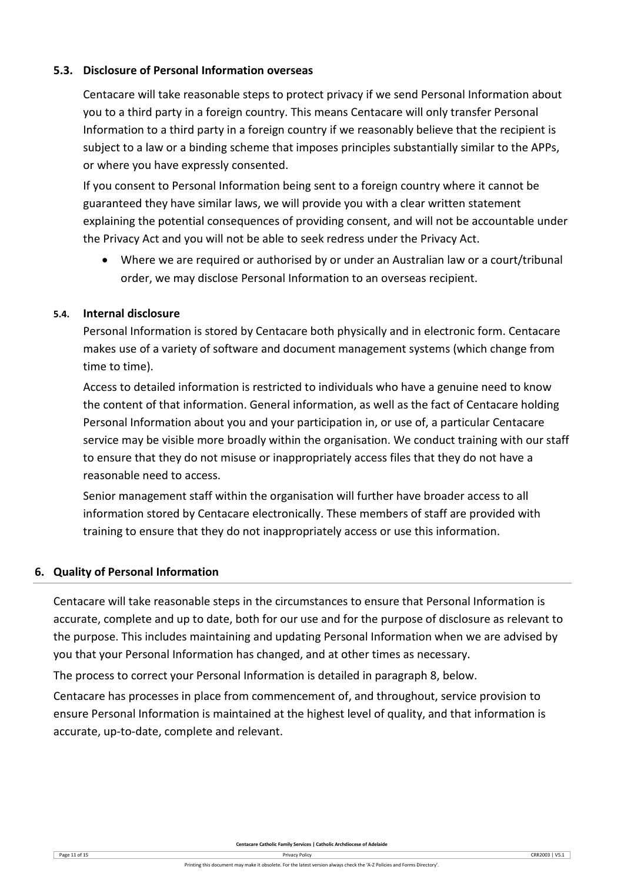### 5.3. Disclosure of Personal Information overseas

Centacare will take reasonable steps to protect privacy if we send Personal Information about you to a third party in a foreign country. This means Centacare will only transfer Personal Information to a third party in a foreign country if we reasonably believe that the recipient is subject to a law or a binding scheme that imposes principles substantially similar to the APPs, or where you have expressly consented.

If you consent to Personal Information being sent to a foreign country where it cannot be guaranteed they have similar laws, we will provide you with a clear written statement explaining the potential consequences of providing consent, and will not be accountable under the Privacy Act and you will not be able to seek redress under the Privacy Act.

- Where we are required or authorised by or under an Australian law or a court/tribunal order, we may disclose Personal Information to an overseas recipient.

### 5.4. Internal disclosure

Personal Information is stored by Centacare both physically and in electronic form. Centacare makes use of a variety of software and document management systems (which change from time to time).

Access to detailed information is restricted to individuals who have a genuine need to know the content of that information. General information, as well as the fact of Centacare holding Personal Information about you and your participation in, or use of, a particular Centacare service may be visible more broadly within the organisation. We conduct training with our staff to ensure that they do not misuse or inappropriately access files that they do not have a reasonable need to access.

Senior management staff within the organisation will further have broader access to all information stored by Centacare electronically. These members of staff are provided with training to ensure that they do not inappropriately access or use this information.

## 6. Quality of Personal Information

Centacare will take reasonable steps in the circumstances to ensure that Personal Information is accurate, complete and up to date, both for our use and for the purpose of disclosure as relevant to the purpose. This includes maintaining and updating Personal Information when we are advised by you that your Personal Information has changed, and at other times as necessary.

The process to correct your Personal Information is detailed in paragraph 8, below.

Centacare has processes in place from commencement of, and throughout, service provision to ensure Personal Information is maintained at the highest level of quality, and that information is accurate, up-to-date, complete and relevant.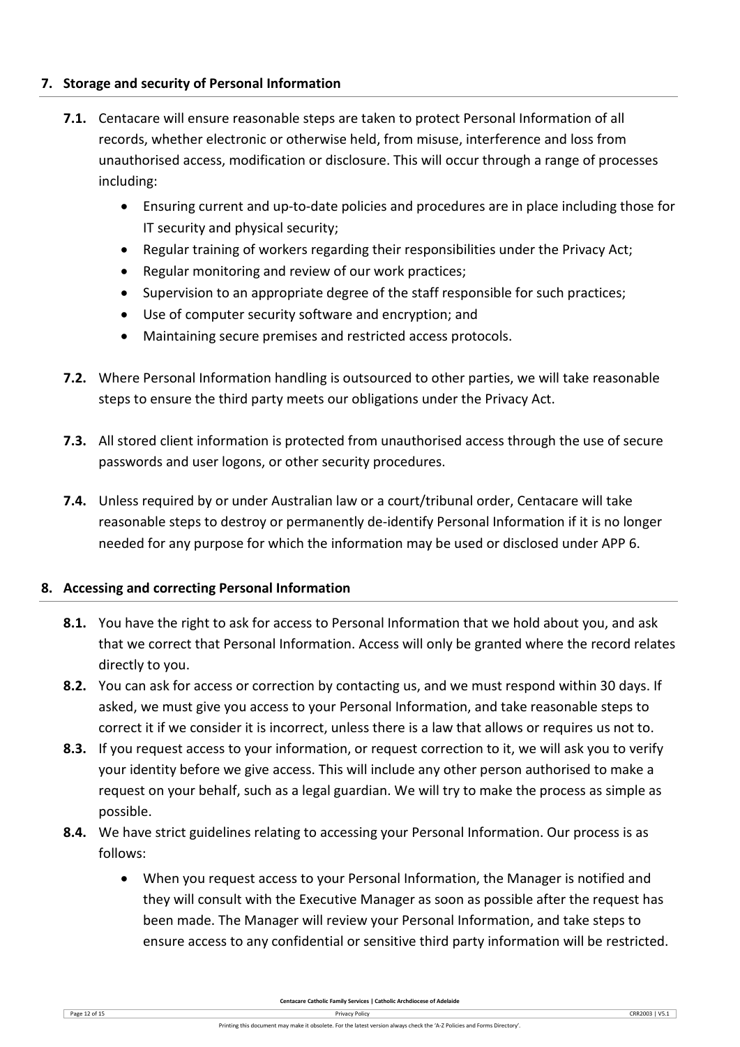## 7. Storage and security of Personal Information

**7.1.** Centacare will ensure reasonable steps are taken to protect Personal Information of all records, whether electronic or otherwise held, from misuse, interference and loss from unauthorised access, modification or disclosure. This will occur through a range of processes including:

- Ensuring current and up-to-date policies and procedures are in place including those for IT security and physical security;
- Regular training of workers regarding their responsibilities under the Privacy Act;
- Regular monitoring and review of our work practices;
- Supervision to an appropriate degree of the staff responsible for such practices;
- Use of computer security software and encryption; and
- Maintaining secure premises and restricted access protocols.

**7.2.** Where Personal Information handling is outsourced to other parties, we will take reasonable steps to ensure the third party meets our obligations under the Privacy Act.

**7.3.** All stored client information is protected from unauthorised access through the use of secure passwords and user logons, or other security procedures.

**7.4.** Unless required by or under Australian law or a court/tribunal order, Centacare will take reasonable steps to destroy or permanently de-identify Personal Information if it is no longer needed for any purpose for which the information may be used or disclosed under APP 6.

## 8. Accessing and correcting Personal Information

**8.1.** You have the right to ask for access to Personal Information that we hold about you, and ask that we correct that Personal Information. Access will only be granted where the record relates directly to you.

**8.2.** You can ask for access or correction by contacting us, and we must respond within 30 days. If asked, we must give you access to your Personal Information, and take reasonable steps to correct it if we consider it is incorrect, unless there is a law that allows or requires us not to.

**8.3.** If you request access to your information, or request correction to it, we will ask you to verify your identity before we give access. This will include any other person authorised to make a request on your behalf, such as a legal guardian. We will try to make the process as simple as possible.

**8.4.** We have strict guidelines relating to accessing your Personal Information. Our process is as follows:

- When you request access to your Personal Information, the Manager is notified and they will consult with the Executive Manager as soon as possible after the request has been made. The Manager will review your Personal Information, and take steps to ensure access to any confidential or sensitive third party information will be restricted.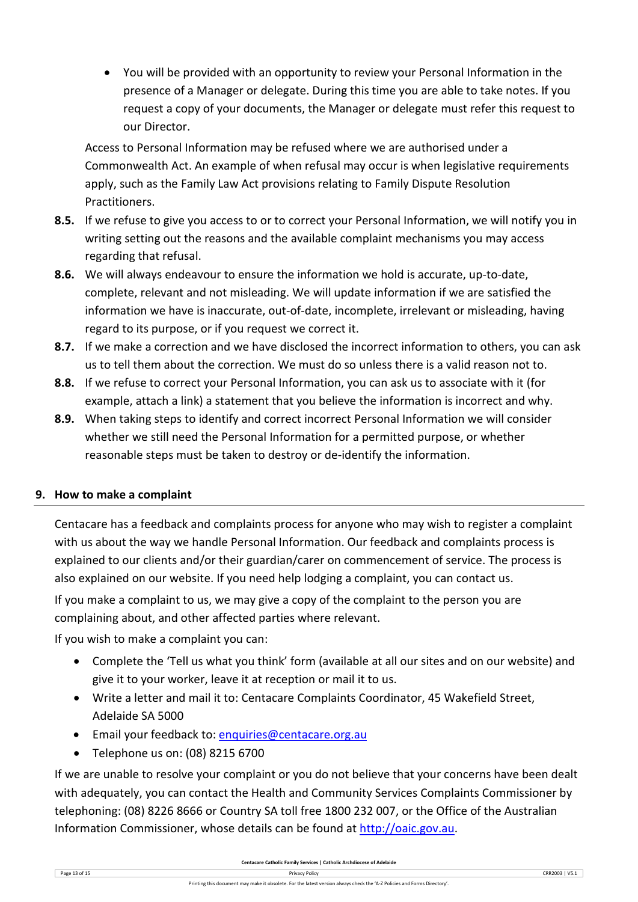- You will be provided with an opportunity to review your Personal Information in the presence of a Manager or delegate. During this time you are able to take notes. If you request a copy of your documents, the Manager or delegate must refer this request to our Director.

Access to Personal Information may be refused where we are authorised under a Commonwealth Act. An example of when refusal may occur is when legislative requirements apply, such as the Family Law Act provisions relating to Family Dispute Resolution Practitioners.

**8.5.** If we refuse to give you access to or to correct your Personal Information, we will notify you in writing setting out the reasons and the available complaint mechanisms you may access regarding that refusal.

**8.6.** We will always endeavour to ensure the information we hold is accurate, up-to-date, complete, relevant and not misleading. We will update information if we are satisfied the information we have is inaccurate, out-of-date, incomplete, irrelevant or misleading, having regard to its purpose, or if you request we correct it.

**8.7.** If we make a correction and we have disclosed the incorrect information to others, you can ask us to tell them about the correction. We must do so unless there is a valid reason not to.

**8.8.** If we refuse to correct your Personal Information, you can ask us to associate with it (for example, attach a link) a statement that you believe the information is incorrect and why.

**8.9.** When taking steps to identify and correct incorrect Personal Information we will consider whether we still need the Personal Information for a permitted purpose, or whether reasonable steps must be taken to destroy or de-identify the information.

## 9. How to make a complaint

Centacare has a feedback and complaints process for anyone who may wish to register a complaint with us about the way we handle Personal Information. Our feedback and complaints process is explained to our clients and/or their guardian/carer on commencement of service. The process is also explained on our website. If you need help lodging a complaint, you can contact us.

If you make a complaint to us, we may give a copy of the complaint to the person you are complaining about, and other affected parties where relevant.

If you wish to make a complaint you can:

- Complete the 'Tell us what you think' form (available at all our sites and on our website) and give it to your worker, leave it at reception or mail it to us.
- Write a letter and mail it to: Centacare Complaints Coordinator, 45 Wakefield Street, Adelaide SA 5000
- Email your feedback to: enquiries@centacare.org.au
- Telephone us on: (08) 8215 6700

If we are unable to resolve your complaint or you do not believe that your concerns have been dealt with adequately, you can contact the Health and Community Services Complaints Commissioner by telephoning: (08) 8226 8666 or Country SA toll free 1800 232 007, or the Office of the Australian Information Commissioner, whose details can be found at http://oaic.gov.au.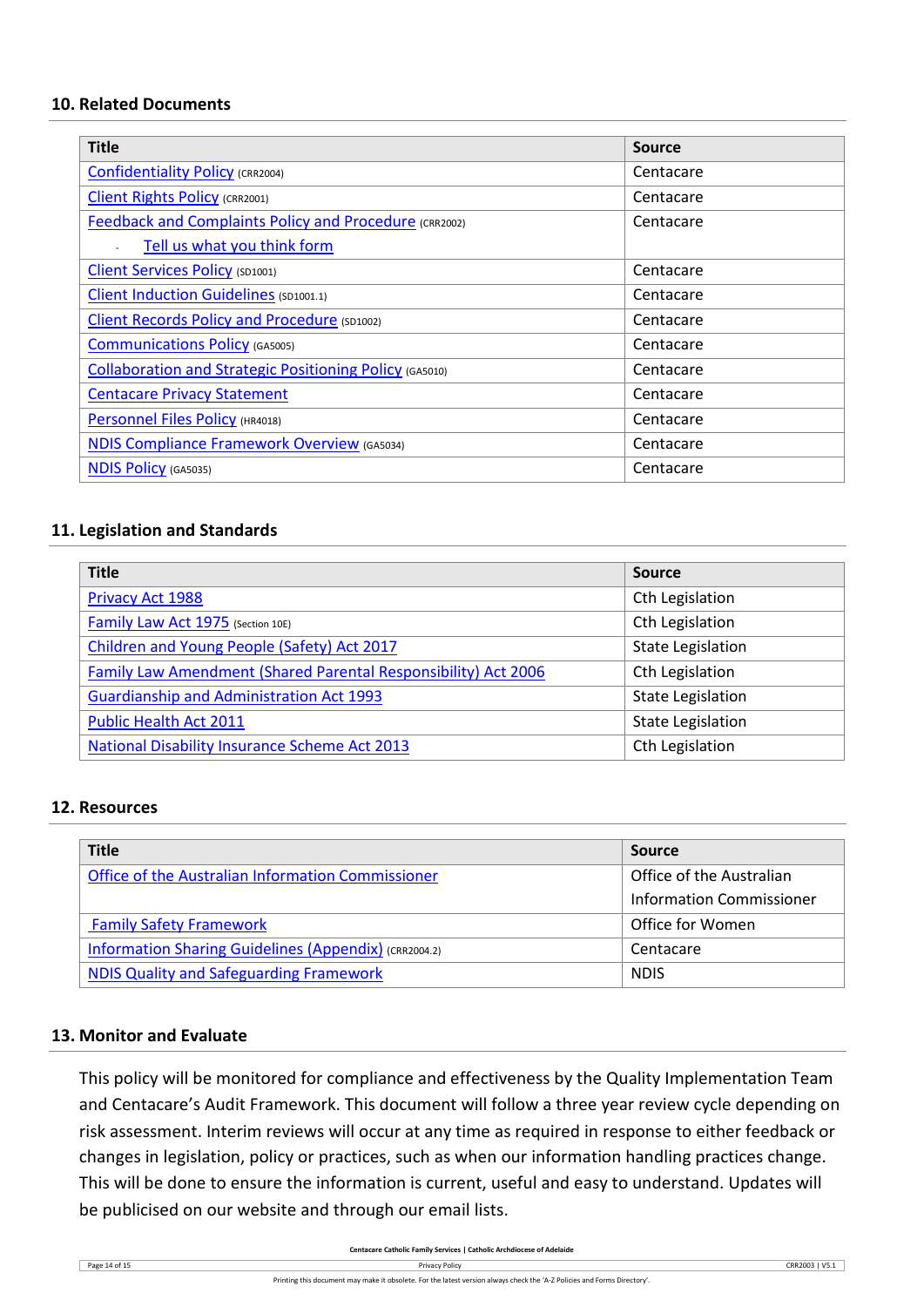## 10. Related Documents

| Title | Source |
|---|---|
| Confidentiality Policy (CRR2004) | Centacare |
| Client Rights Policy (CRR2001) | Centacare |
| Feedback and Complaints Policy and Procedure (CRR2002)<br>- Tell us what you think form | Centacare |
| Client Services Policy (SD1001) | Centacare |
| Client Induction Guidelines (SD1001.1) | Centacare |
| Client Records Policy and Procedure (SD1002) | Centacare |
| Communications Policy (GA5005) | Centacare |
| Collaboration and Strategic Positioning Policy (GA5010) | Centacare |
| Centacare Privacy Statement | Centacare |
| Personnel Files Policy (HR4018) | Centacare |
| NDIS Compliance Framework Overview (GA5034) | Centacare |
| NDIS Policy (GA5035) | Centacare |

## 11. Legislation and Standards

| Title | Source |
|---|---|
| Privacy Act 1988 | Cth Legislation |
| Family Law Act 1975 (Section 10E) | Cth Legislation |
| Children and Young People (Safety) Act 2017 | State Legislation |
| Family Law Amendment (Shared Parental Responsibility) Act 2006 | Cth Legislation |
| Guardianship and Administration Act 1993 | State Legislation |
| Public Health Act 2011 | State Legislation |
| National Disability Insurance Scheme Act 2013 | Cth Legislation |

## 12. Resources

| Title | Source |
|---|---|
| Office of the Australian Information Commissioner | Office of the Australian Information Commissioner |
| Family Safety Framework | Office for Women |
| Information Sharing Guidelines (Appendix) (CRR2004.2) | Centacare |
| NDIS Quality and Safeguarding Framework | NDIS |

## 13. Monitor and Evaluate

This policy will be monitored for compliance and effectiveness by the Quality Implementation Team and Centacare's Audit Framework. This document will follow a three year review cycle depending on risk assessment. Interim reviews will occur at any time as required in response to either feedback or changes in legislation, policy or practices, such as when our information handling practices change. This will be done to ensure the information is current, useful and easy to understand. Updates will be publicised on our website and through our email lists.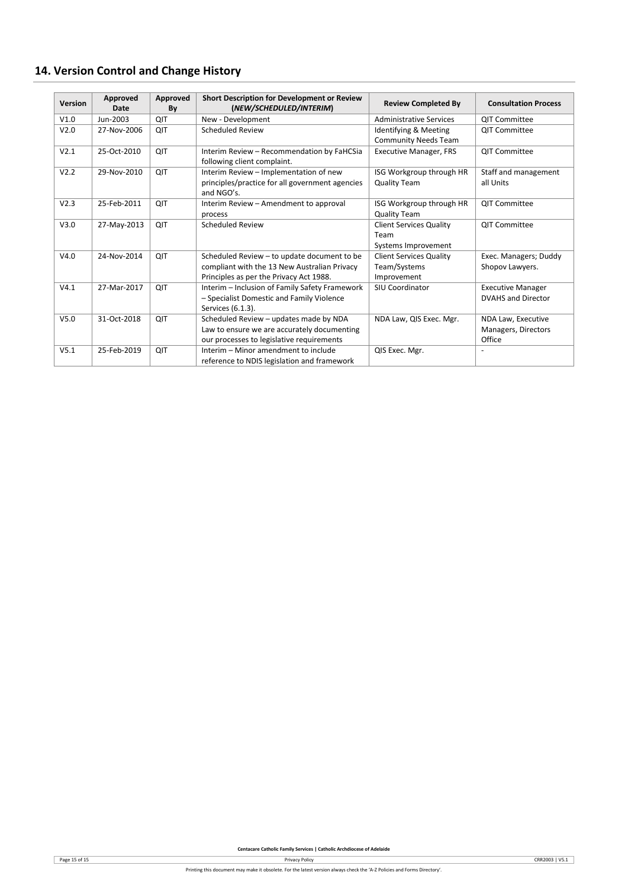## 14. Version Control and Change History

| Version | Approved Date | Approved By | Short Description for Development or Review (*NEW/SCHEDULED/INTERIM*) | Review Completed By | Consultation Process |
|---|---|---|---|---|---|
| V1.0 | Jun-2003 | QIT | New - Development | Administrative Services | QIT Committee |
| V2.0 | 27-Nov-2006 | QIT | Scheduled Review | Identifying & Meeting Community Needs Team | QIT Committee |
| V2.1 | 25-Oct-2010 | QIT | Interim Review – Recommendation by FaHCSia following client complaint. | Executive Manager, FRS | QIT Committee |
| V2.2 | 29-Nov-2010 | QIT | Interim Review – Implementation of new principles/practice for all government agencies and NGO's. | ISG Workgroup through HR Quality Team | Staff and management all Units |
| V2.3 | 25-Feb-2011 | QIT | Interim Review – Amendment to approval process | ISG Workgroup through HR Quality Team | QIT Committee |
| V3.0 | 27-May-2013 | QIT | Scheduled Review | Client Services Quality Team Systems Improvement | QIT Committee |
| V4.0 | 24-Nov-2014 | QIT | Scheduled Review – to update document to be compliant with the 13 New Australian Privacy Principles as per the Privacy Act 1988. | Client Services Quality Team/Systems Improvement | Exec. Managers; Duddy Shopov Lawyers. |
| V4.1 | 27-Mar-2017 | QIT | Interim – Inclusion of Family Safety Framework – Specialist Domestic and Family Violence Services (6.1.3). | SIU Coordinator | Executive Manager DVAHS and Director |
| V5.0 | 31-Oct-2018 | QIT | Scheduled Review – updates made by NDA Law to ensure we are accurately documenting our processes to legislative requirements | NDA Law, QIS Exec. Mgr. | NDA Law, Executive Managers, Directors Office |
| V5.1 | 25-Feb-2019 | QIT | Interim – Minor amendment to include reference to NDIS legislation and framework | QIS Exec. Mgr. | - |